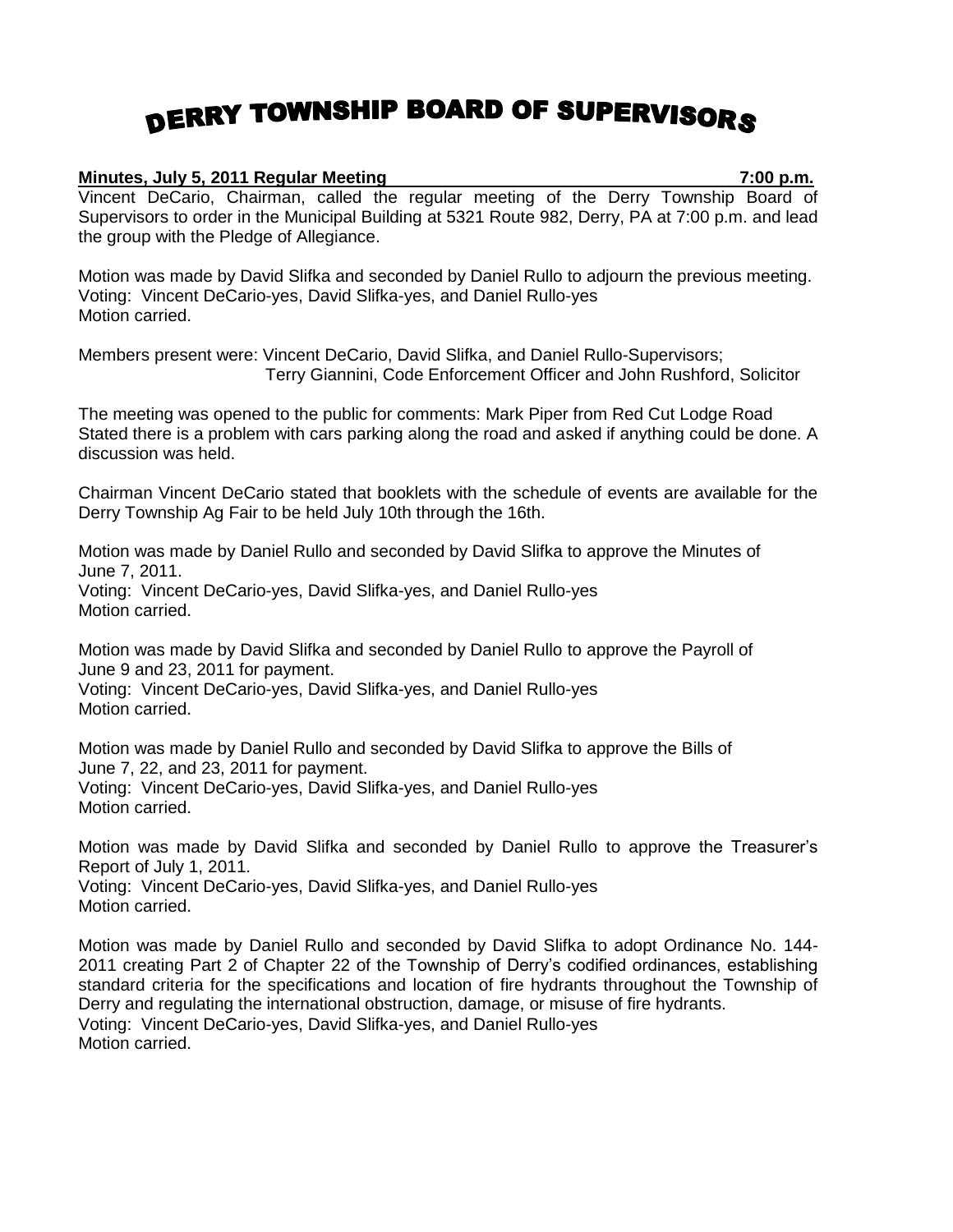# DERRY TOWNSHIP BOARD OF SUPERVISORS

**Minutes, July 5, 2011 Regular Meeting 7:00 p.m.**

Vincent DeCario, Chairman, called the regular meeting of the Derry Township Board of Supervisors to order in the Municipal Building at 5321 Route 982, Derry, PA at 7:00 p.m. and lead the group with the Pledge of Allegiance.

Motion was made by David Slifka and seconded by Daniel Rullo to adjourn the previous meeting.
Voting: Vincent DeCario-yes, David Slifka-yes, and Daniel Rullo-yes
Motion carried.

Members present were: Vincent DeCario, David Slifka, and Daniel Rullo-Supervisors;
Terry Giannini, Code Enforcement Officer and John Rushford, Solicitor

The meeting was opened to the public for comments: Mark Piper from Red Cut Lodge Road Stated there is a problem with cars parking along the road and asked if anything could be done. A discussion was held.

Chairman Vincent DeCario stated that booklets with the schedule of events are available for the Derry Township Ag Fair to be held July 10th through the 16th.

Motion was made by Daniel Rullo and seconded by David Slifka to approve the Minutes of June 7, 2011.
Voting: Vincent DeCario-yes, David Slifka-yes, and Daniel Rullo-yes
Motion carried.

Motion was made by David Slifka and seconded by Daniel Rullo to approve the Payroll of June 9 and 23, 2011 for payment.
Voting: Vincent DeCario-yes, David Slifka-yes, and Daniel Rullo-yes
Motion carried.

Motion was made by Daniel Rullo and seconded by David Slifka to approve the Bills of June 7, 22, and 23, 2011 for payment.
Voting: Vincent DeCario-yes, David Slifka-yes, and Daniel Rullo-yes
Motion carried.

Motion was made by David Slifka and seconded by Daniel Rullo to approve the Treasurer's Report of July 1, 2011.
Voting: Vincent DeCario-yes, David Slifka-yes, and Daniel Rullo-yes
Motion carried.

Motion was made by Daniel Rullo and seconded by David Slifka to adopt Ordinance No. 144-2011 creating Part 2 of Chapter 22 of the Township of Derry's codified ordinances, establishing standard criteria for the specifications and location of fire hydrants throughout the Township of Derry and regulating the international obstruction, damage, or misuse of fire hydrants.
Voting: Vincent DeCario-yes, David Slifka-yes, and Daniel Rullo-yes
Motion carried.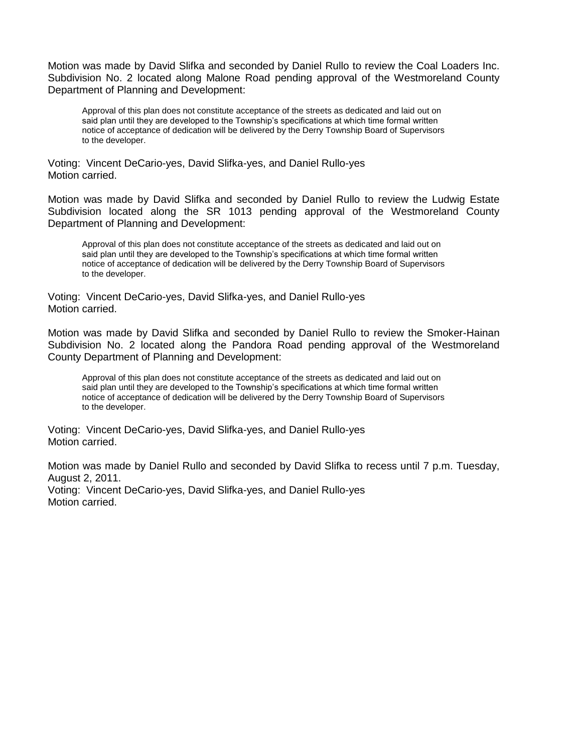Motion was made by David Slifka and seconded by Daniel Rullo to review the Coal Loaders Inc. Subdivision No. 2 located along Malone Road pending approval of the Westmoreland County Department of Planning and Development:

> Approval of this plan does not constitute acceptance of the streets as dedicated and laid out on said plan until they are developed to the Township's specifications at which time formal written notice of acceptance of dedication will be delivered by the Derry Township Board of Supervisors to the developer.

Voting: Vincent DeCario-yes, David Slifka-yes, and Daniel Rullo-yes
Motion carried.

Motion was made by David Slifka and seconded by Daniel Rullo to review the Ludwig Estate Subdivision located along the SR 1013 pending approval of the Westmoreland County Department of Planning and Development:

> Approval of this plan does not constitute acceptance of the streets as dedicated and laid out on said plan until they are developed to the Township's specifications at which time formal written notice of acceptance of dedication will be delivered by the Derry Township Board of Supervisors to the developer.

Voting: Vincent DeCario-yes, David Slifka-yes, and Daniel Rullo-yes
Motion carried.

Motion was made by David Slifka and seconded by Daniel Rullo to review the Smoker-Hainan Subdivision No. 2 located along the Pandora Road pending approval of the Westmoreland County Department of Planning and Development:

> Approval of this plan does not constitute acceptance of the streets as dedicated and laid out on said plan until they are developed to the Township's specifications at which time formal written notice of acceptance of dedication will be delivered by the Derry Township Board of Supervisors to the developer.

Voting: Vincent DeCario-yes, David Slifka-yes, and Daniel Rullo-yes
Motion carried.

Motion was made by Daniel Rullo and seconded by David Slifka to recess until 7 p.m. Tuesday, August 2, 2011.
Voting: Vincent DeCario-yes, David Slifka-yes, and Daniel Rullo-yes
Motion carried.